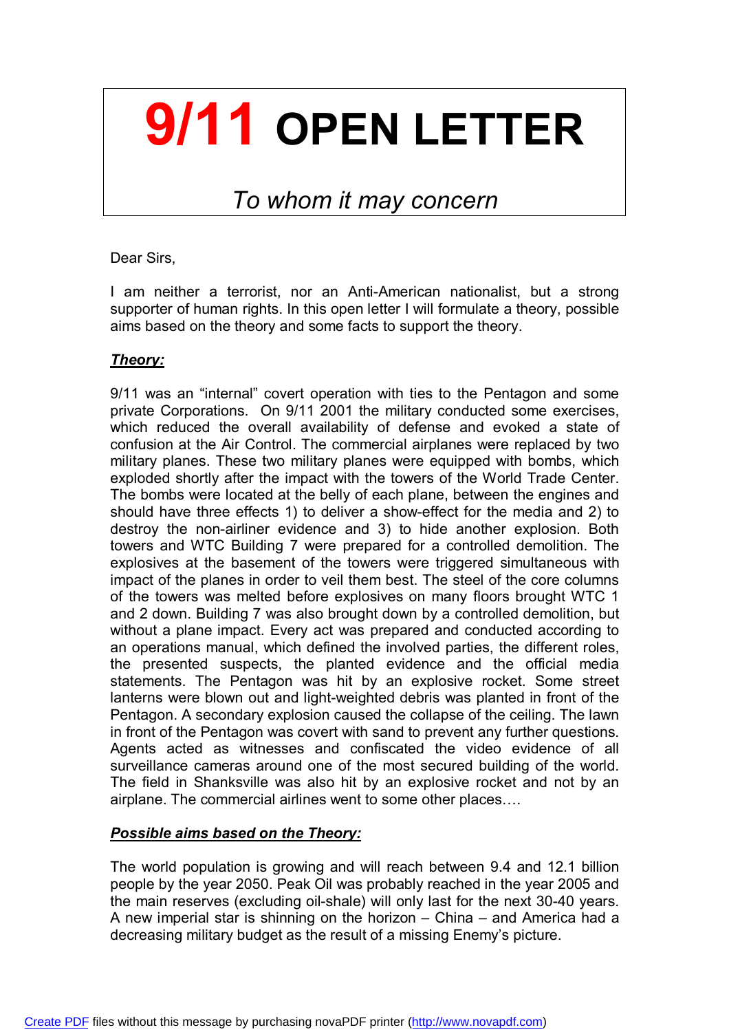# 9/11 OPEN LETTER

*To whom it may concern*

Dear Sirs,

I am neither a terrorist, nor an Anti-American nationalist, but a strong supporter of human rights. In this open letter I will formulate a theory, possible aims based on the theory and some facts to support the theory.

***Theory:***

9/11 was an "internal" covert operation with ties to the Pentagon and some private Corporations. On 9/11 2001 the military conducted some exercises, which reduced the overall availability of defense and evoked a state of confusion at the Air Control. The commercial airplanes were replaced by two military planes. These two military planes were equipped with bombs, which exploded shortly after the impact with the towers of the World Trade Center. The bombs were located at the belly of each plane, between the engines and should have three effects 1) to deliver a show-effect for the media and 2) to destroy the non-airliner evidence and 3) to hide another explosion. Both towers and WTC Building 7 were prepared for a controlled demolition. The explosives at the basement of the towers were triggered simultaneous with impact of the planes in order to veil them best. The steel of the core columns of the towers was melted before explosives on many floors brought WTC 1 and 2 down. Building 7 was also brought down by a controlled demolition, but without a plane impact. Every act was prepared and conducted according to an operations manual, which defined the involved parties, the different roles, the presented suspects, the planted evidence and the official media statements. The Pentagon was hit by an explosive rocket. Some street lanterns were blown out and light-weighted debris was planted in front of the Pentagon. A secondary explosion caused the collapse of the ceiling. The lawn in front of the Pentagon was covert with sand to prevent any further questions. Agents acted as witnesses and confiscated the video evidence of all surveillance cameras around one of the most secured building of the world. The field in Shanksville was also hit by an explosive rocket and not by an airplane. The commercial airlines went to some other places….

***Possible aims based on the Theory:***

The world population is growing and will reach between 9.4 and 12.1 billion people by the year 2050. Peak Oil was probably reached in the year 2005 and the main reserves (excluding oil-shale) will only last for the next 30-40 years. A new imperial star is shinning on the horizon – China – and America had a decreasing military budget as the result of a missing Enemy's picture.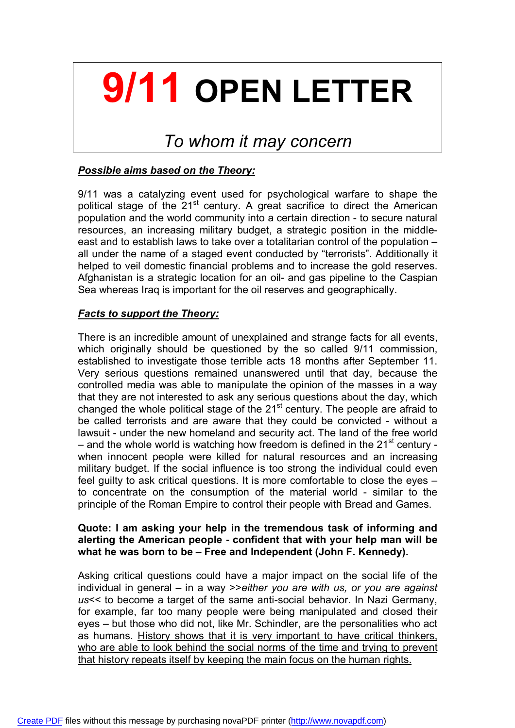# 9/11 OPEN LETTER

## *To whom it may concern*

***Possible aims based on the Theory:***

9/11 was a catalyzing event used for psychological warfare to shape the political stage of the 21st century. A great sacrifice to direct the American population and the world community into a certain direction - to secure natural resources, an increasing military budget, a strategic position in the middle-east and to establish laws to take over a totalitarian control of the population – all under the name of a staged event conducted by "terrorists". Additionally it helped to veil domestic financial problems and to increase the gold reserves. Afghanistan is a strategic location for an oil- and gas pipeline to the Caspian Sea whereas Iraq is important for the oil reserves and geographically.

***Facts to support the Theory:***

There is an incredible amount of unexplained and strange facts for all events, which originally should be questioned by the so called 9/11 commission, established to investigate those terrible acts 18 months after September 11. Very serious questions remained unanswered until that day, because the controlled media was able to manipulate the opinion of the masses in a way that they are not interested to ask any serious questions about the day, which changed the whole political stage of the 21st century. The people are afraid to be called terrorists and are aware that they could be convicted - without a lawsuit - under the new homeland and security act. The land of the free world – and the whole world is watching how freedom is defined in the 21st century - when innocent people were killed for natural resources and an increasing military budget. If the social influence is too strong the individual could even feel guilty to ask critical questions. It is more comfortable to close the eyes – to concentrate on the consumption of the material world - similar to the principle of the Roman Empire to control their people with Bread and Games.

**Quote: I am asking your help in the tremendous task of informing and alerting the American people - confident that with your help man will be what he was born to be – Free and Independent (John F. Kennedy).**

Asking critical questions could have a major impact on the social life of the individual in general – in a way >>*either you are with us, or you are against us*<< to become a target of the same anti-social behavior. In Nazi Germany, for example, far too many people were being manipulated and closed their eyes – but those who did not, like Mr. Schindler, are the personalities who act as humans. <u>History shows that it is very important to have critical thinkers, who are able to look behind the social norms of the time and trying to prevent that history repeats itself by keeping the main focus on the human rights.</u>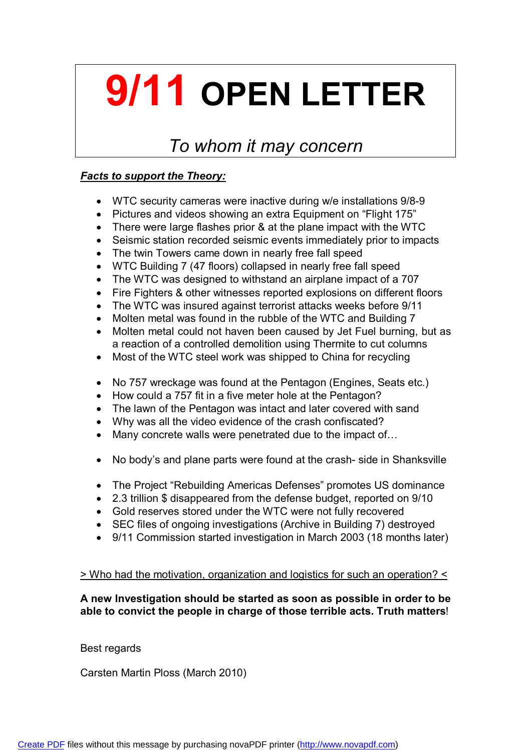# 9/11 OPEN LETTER

*To whom it may concern*

***Facts to support the Theory:***

- WTC security cameras were inactive during w/e installations 9/8-9
- Pictures and videos showing an extra Equipment on "Flight 175"
- There were large flashes prior & at the plane impact with the WTC
- Seismic station recorded seismic events immediately prior to impacts
- The twin Towers came down in nearly free fall speed
- WTC Building 7 (47 floors) collapsed in nearly free fall speed
- The WTC was designed to withstand an airplane impact of a 707
- Fire Fighters & other witnesses reported explosions on different floors
- The WTC was insured against terrorist attacks weeks before 9/11
- Molten metal was found in the rubble of the WTC and Building 7
- Molten metal could not haven been caused by Jet Fuel burning, but as a reaction of a controlled demolition using Thermite to cut columns
- Most of the WTC steel work was shipped to China for recycling

- No 757 wreckage was found at the Pentagon (Engines, Seats etc.)
- How could a 757 fit in a five meter hole at the Pentagon?
- The lawn of the Pentagon was intact and later covered with sand
- Why was all the video evidence of the crash confiscated?
- Many concrete walls were penetrated due to the impact of…

- No body's and plane parts were found at the crash- side in Shanksville

- The Project "Rebuilding Americas Defenses" promotes US dominance
- 2.3 trillion $ disappeared from the defense budget, reported on 9/10
- Gold reserves stored under the WTC were not fully recovered
- SEC files of ongoing investigations (Archive in Building 7) destroyed
- 9/11 Commission started investigation in March 2003 (18 months later)

<u>> Who had the motivation, organization and logistics for such an operation? <</u>

**A new Investigation should be started as soon as possible in order to be able to convict the people in charge of those terrible acts. Truth matters**!

Best regards

Carsten Martin Ploss (March 2010)